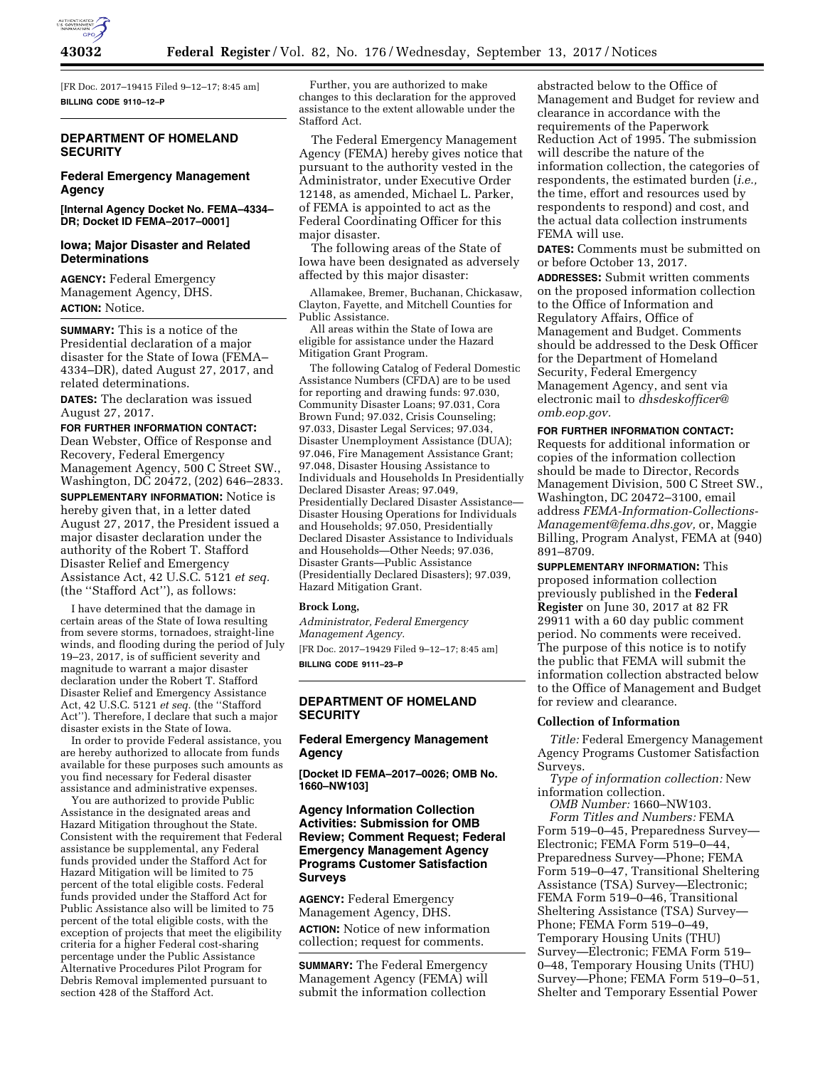[FR Doc. 2017–19415 Filed 9–12–17; 8:45 am]

**BILLING CODE 9110–12–P**

## DEPARTMENT OF HOMELAND SECURITY

### Federal Emergency Management Agency

**[Internal Agency Docket No. FEMA–4334–DR; Docket ID FEMA–2017–0001]**

### Iowa; Major Disaster and Related Determinations

**AGENCY:** Federal Emergency Management Agency, DHS.

**ACTION:** Notice.

**SUMMARY:** This is a notice of the Presidential declaration of a major disaster for the State of Iowa (FEMA–4334–DR), dated August 27, 2017, and related determinations.

**DATES:** The declaration was issued August 27, 2017.

**FOR FURTHER INFORMATION CONTACT:** Dean Webster, Office of Response and Recovery, Federal Emergency Management Agency, 500 C Street SW., Washington, DC 20472, (202) 646–2833.

**SUPPLEMENTARY INFORMATION:** Notice is hereby given that, in a letter dated August 27, 2017, the President issued a major disaster declaration under the authority of the Robert T. Stafford Disaster Relief and Emergency Assistance Act, 42 U.S.C. 5121 *et seq.* (the ''Stafford Act''), as follows:

I have determined that the damage in certain areas of the State of Iowa resulting from severe storms, tornadoes, straight-line winds, and flooding during the period of July 19–23, 2017, is of sufficient severity and magnitude to warrant a major disaster declaration under the Robert T. Stafford Disaster Relief and Emergency Assistance Act, 42 U.S.C. 5121 *et seq.* (the ''Stafford Act''). Therefore, I declare that such a major disaster exists in the State of Iowa.

In order to provide Federal assistance, you are hereby authorized to allocate from funds available for these purposes such amounts as you find necessary for Federal disaster assistance and administrative expenses.

You are authorized to provide Public Assistance in the designated areas and Hazard Mitigation throughout the State. Consistent with the requirement that Federal assistance be supplemental, any Federal funds provided under the Stafford Act for Hazard Mitigation will be limited to 75 percent of the total eligible costs. Federal funds provided under the Stafford Act for Public Assistance also will be limited to 75 percent of the total eligible costs, with the exception of projects that meet the eligibility criteria for a higher Federal cost-sharing percentage under the Public Assistance Alternative Procedures Pilot Program for Debris Removal implemented pursuant to section 428 of the Stafford Act.

Further, you are authorized to make changes to this declaration for the approved assistance to the extent allowable under the Stafford Act.

The Federal Emergency Management Agency (FEMA) hereby gives notice that pursuant to the authority vested in the Administrator, under Executive Order 12148, as amended, Michael L. Parker, of FEMA is appointed to act as the Federal Coordinating Officer for this major disaster.

The following areas of the State of Iowa have been designated as adversely affected by this major disaster:

Allamakee, Bremer, Buchanan, Chickasaw, Clayton, Fayette, and Mitchell Counties for Public Assistance.

All areas within the State of Iowa are eligible for assistance under the Hazard Mitigation Grant Program.

The following Catalog of Federal Domestic Assistance Numbers (CFDA) are to be used for reporting and drawing funds: 97.030, Community Disaster Loans; 97.031, Cora Brown Fund; 97.032, Crisis Counseling; 97.033, Disaster Legal Services; 97.034, Disaster Unemployment Assistance (DUA); 97.046, Fire Management Assistance Grant; 97.048, Disaster Housing Assistance to Individuals and Households In Presidentially Declared Disaster Areas; 97.049, Presidentially Declared Disaster Assistance—Disaster Housing Operations for Individuals and Households; 97.050, Presidentially Declared Disaster Assistance to Individuals and Households—Other Needs; 97.036, Disaster Grants—Public Assistance (Presidentially Declared Disasters); 97.039, Hazard Mitigation Grant.

**Brock Long,**

*Administrator, Federal Emergency Management Agency.*

[FR Doc. 2017–19429 Filed 9–12–17; 8:45 am]

**BILLING CODE 9111–23–P**

## DEPARTMENT OF HOMELAND SECURITY

### Federal Emergency Management Agency

**[Docket ID FEMA–2017–0026; OMB No. 1660–NW103]**

### Agency Information Collection Activities: Submission for OMB Review; Comment Request; Federal Emergency Management Agency Programs Customer Satisfaction Surveys

**AGENCY:** Federal Emergency Management Agency, DHS.

**ACTION:** Notice of new information collection; request for comments.

**SUMMARY:** The Federal Emergency Management Agency (FEMA) will submit the information collection abstracted below to the Office of Management and Budget for review and clearance in accordance with the requirements of the Paperwork Reduction Act of 1995. The submission will describe the nature of the information collection, the categories of respondents, the estimated burden (*i.e.,* the time, effort and resources used by respondents to respond) and cost, and the actual data collection instruments FEMA will use.

**DATES:** Comments must be submitted on or before October 13, 2017.

**ADDRESSES:** Submit written comments on the proposed information collection to the Office of Information and Regulatory Affairs, Office of Management and Budget. Comments should be addressed to the Desk Officer for the Department of Homeland Security, Federal Emergency Management Agency, and sent via electronic mail to *dhsdeskofficer@omb.eop.gov.*

**FOR FURTHER INFORMATION CONTACT:** Requests for additional information or copies of the information collection should be made to Director, Records Management Division, 500 C Street SW., Washington, DC 20472–3100, email address *FEMA-Information-Collections-Management@fema.dhs.gov,* or, Maggie Billing, Program Analyst, FEMA at (940) 891–8709.

**SUPPLEMENTARY INFORMATION:** This proposed information collection previously published in the **Federal Register** on June 30, 2017 at 82 FR 29911 with a 60 day public comment period. No comments were received. The purpose of this notice is to notify the public that FEMA will submit the information collection abstracted below to the Office of Management and Budget for review and clearance.

#### Collection of Information

*Title:* Federal Emergency Management Agency Programs Customer Satisfaction Surveys.

*Type of information collection:* New information collection.

*OMB Number:* 1660–NW103.

*Form Titles and Numbers:* FEMA Form 519–0–45, Preparedness Survey—Electronic; FEMA Form 519–0–44, Preparedness Survey—Phone; FEMA Form 519–0–47, Transitional Sheltering Assistance (TSA) Survey—Electronic; FEMA Form 519–0–46, Transitional Sheltering Assistance (TSA) Survey—Phone; FEMA Form 519–0–49, Temporary Housing Units (THU) Survey—Electronic; FEMA Form 519–0–48, Temporary Housing Units (THU) Survey—Phone; FEMA Form 519–0–51, Shelter and Temporary Essential Power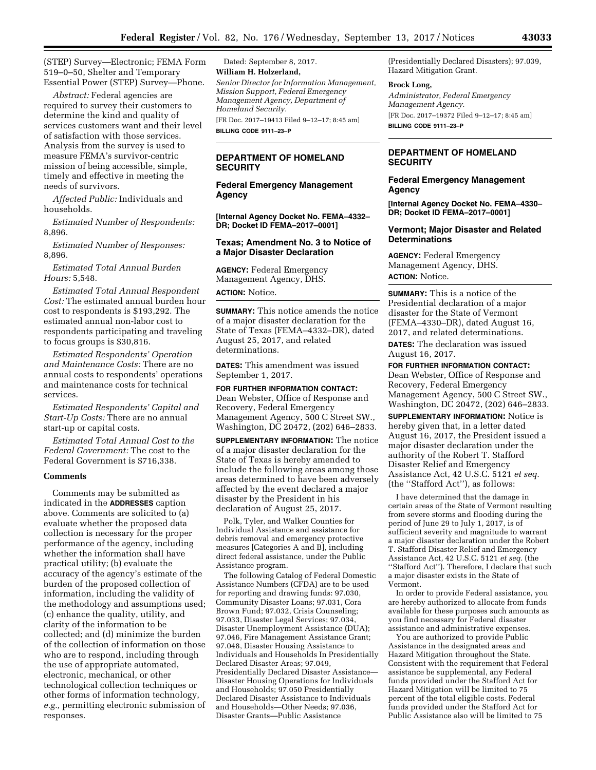(STEP) Survey—Electronic; FEMA Form 519–0–50, Shelter and Temporary Essential Power (STEP) Survey—Phone.

*Abstract:* Federal agencies are required to survey their customers to determine the kind and quality of services customers want and their level of satisfaction with those services. Analysis from the survey is used to measure FEMA's survivor-centric mission of being accessible, simple, timely and effective in meeting the needs of survivors.

*Affected Public:* Individuals and households.

*Estimated Number of Respondents:* 8,896.

*Estimated Number of Responses:* 8,896.

*Estimated Total Annual Burden Hours:* 5,548.

*Estimated Total Annual Respondent Cost:* The estimated annual burden hour cost to respondents is $193,292. The estimated annual non-labor cost to respondents participating and traveling to focus groups is $30,816.

*Estimated Respondents' Operation and Maintenance Costs:* There are no annual costs to respondents' operations and maintenance costs for technical services.

*Estimated Respondents' Capital and Start-Up Costs:* There are no annual start-up or capital costs.

*Estimated Total Annual Cost to the Federal Government:* The cost to the Federal Government is $716,338.

### Comments

Comments may be submitted as indicated in the **ADDRESSES** caption above. Comments are solicited to (a) evaluate whether the proposed data collection is necessary for the proper performance of the agency, including whether the information shall have practical utility; (b) evaluate the accuracy of the agency's estimate of the burden of the proposed collection of information, including the validity of the methodology and assumptions used; (c) enhance the quality, utility, and clarity of the information to be collected; and (d) minimize the burden of the collection of information on those who are to respond, including through the use of appropriate automated, electronic, mechanical, or other technological collection techniques or other forms of information technology, *e.g.,* permitting electronic submission of responses.

Dated: September 8, 2017.

**William H. Holzerland,**

*Senior Director for Information Management, Mission Support, Federal Emergency Management Agency, Department of Homeland Security.*

[FR Doc. 2017–19413 Filed 9–12–17; 8:45 am]

**BILLING CODE 9111–23–P**

---

## DEPARTMENT OF HOMELAND SECURITY

### Federal Emergency Management Agency

**[Internal Agency Docket No. FEMA–4332–DR; Docket ID FEMA–2017–0001]**

### Texas; Amendment No. 3 to Notice of a Major Disaster Declaration

**AGENCY:** Federal Emergency Management Agency, DHS.

**ACTION:** Notice.

**SUMMARY:** This notice amends the notice of a major disaster declaration for the State of Texas (FEMA–4332–DR), dated August 25, 2017, and related determinations.

**DATES:** This amendment was issued September 1, 2017.

**FOR FURTHER INFORMATION CONTACT:** Dean Webster, Office of Response and Recovery, Federal Emergency Management Agency, 500 C Street SW., Washington, DC 20472, (202) 646–2833.

**SUPPLEMENTARY INFORMATION:** The notice of a major disaster declaration for the State of Texas is hereby amended to include the following areas among those areas determined to have been adversely affected by the event declared a major disaster by the President in his declaration of August 25, 2017.

Polk, Tyler, and Walker Counties for Individual Assistance and assistance for debris removal and emergency protective measures [Categories A and B], including direct federal assistance, under the Public Assistance program.

The following Catalog of Federal Domestic Assistance Numbers (CFDA) are to be used for reporting and drawing funds: 97.030, Community Disaster Loans; 97.031, Cora Brown Fund; 97.032, Crisis Counseling; 97.033, Disaster Legal Services; 97.034, Disaster Unemployment Assistance (DUA); 97.046, Fire Management Assistance Grant; 97.048, Disaster Housing Assistance to Individuals and Households In Presidentially Declared Disaster Areas; 97.049, Presidentially Declared Disaster Assistance—Disaster Housing Operations for Individuals and Households; 97.050 Presidentially Declared Disaster Assistance to Individuals and Households—Other Needs; 97.036, Disaster Grants—Public Assistance (Presidentially Declared Disasters); 97.039, Hazard Mitigation Grant.

**Brock Long,**

*Administrator, Federal Emergency Management Agency.*

[FR Doc. 2017–19372 Filed 9–12–17; 8:45 am]

**BILLING CODE 9111–23–P**

---

## DEPARTMENT OF HOMELAND SECURITY

### Federal Emergency Management Agency

**[Internal Agency Docket No. FEMA–4330–DR; Docket ID FEMA–2017–0001]**

### Vermont; Major Disaster and Related Determinations

**AGENCY:** Federal Emergency Management Agency, DHS.

**ACTION:** Notice.

**SUMMARY:** This is a notice of the Presidential declaration of a major disaster for the State of Vermont (FEMA–4330–DR), dated August 16, 2017, and related determinations.

**DATES:** The declaration was issued August 16, 2017.

**FOR FURTHER INFORMATION CONTACT:** Dean Webster, Office of Response and Recovery, Federal Emergency Management Agency, 500 C Street SW., Washington, DC 20472, (202) 646–2833.

**SUPPLEMENTARY INFORMATION:** Notice is hereby given that, in a letter dated August 16, 2017, the President issued a major disaster declaration under the authority of the Robert T. Stafford Disaster Relief and Emergency Assistance Act, 42 U.S.C. 5121 *et seq.* (the "Stafford Act"), as follows:

I have determined that the damage in certain areas of the State of Vermont resulting from severe storms and flooding during the period of June 29 to July 1, 2017, is of sufficient severity and magnitude to warrant a major disaster declaration under the Robert T. Stafford Disaster Relief and Emergency Assistance Act, 42 U.S.C. 5121 *et seq.* (the "Stafford Act"). Therefore, I declare that such a major disaster exists in the State of Vermont.

In order to provide Federal assistance, you are hereby authorized to allocate from funds available for these purposes such amounts as you find necessary for Federal disaster assistance and administrative expenses.

You are authorized to provide Public Assistance in the designated areas and Hazard Mitigation throughout the State. Consistent with the requirement that Federal assistance be supplemental, any Federal funds provided under the Stafford Act for Hazard Mitigation will be limited to 75 percent of the total eligible costs. Federal funds provided under the Stafford Act for Public Assistance also will be limited to 75